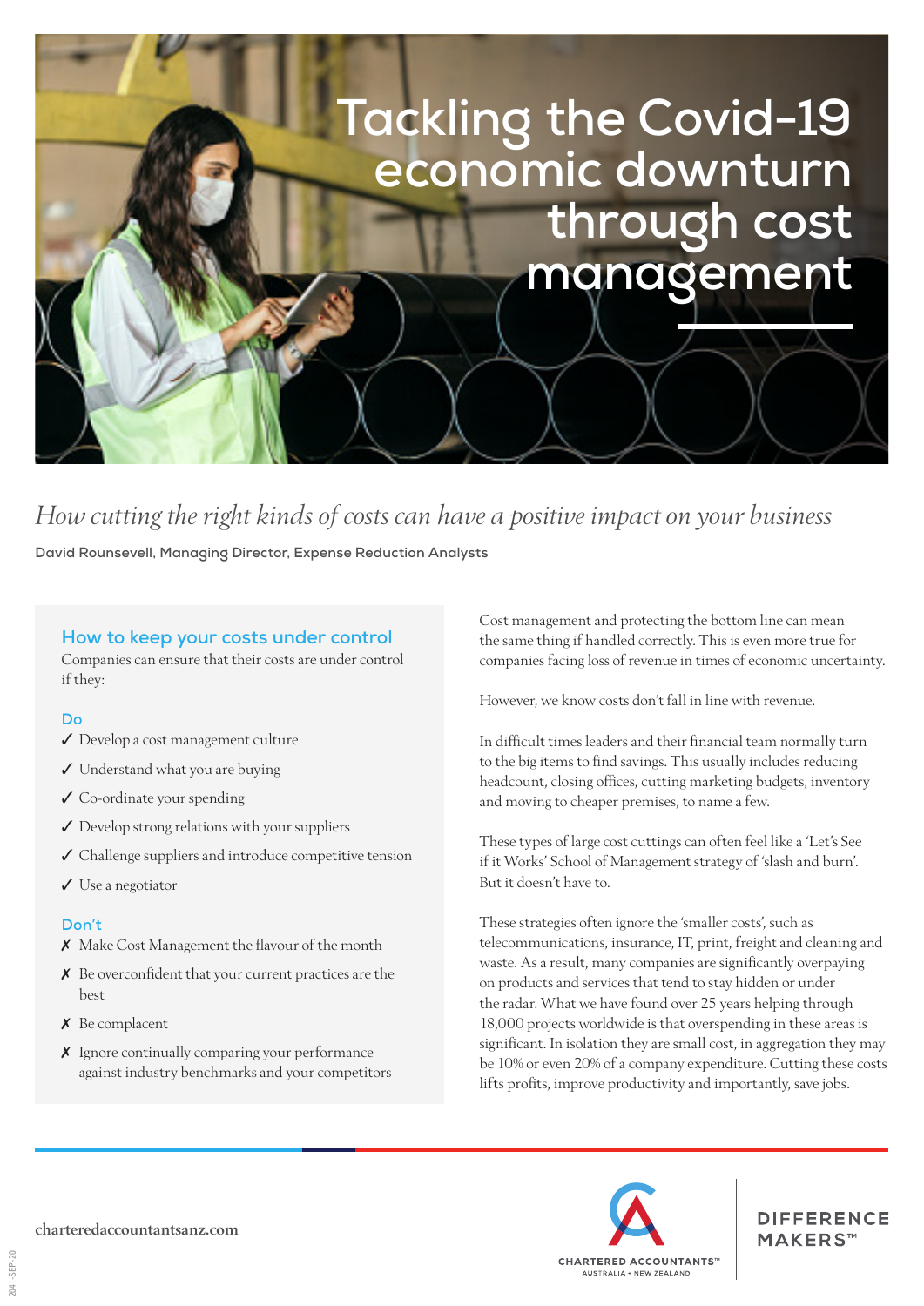# Tackling the Covid-19 economic downturn through cost management

*How cutting the right kinds of costs can have a positive impact on your business*

**David Rounsevell, Managing Director, Expense Reduction Analysts**

## How to keep your costs under control

Companies can ensure that their costs are under control if they:

### Do

- ✓ Develop a cost management culture
- ✓ Understand what you are buying
- ✓ Co-ordinate your spending
- ✓ Develop strong relations with your suppliers
- ✓ Challenge suppliers and introduce competitive tension
- ✓ Use a negotiator

### Don't

- ✗ Make Cost Management the flavour of the month
- ✗ Be overconfident that your current practices are the best
- ✗ Be complacent
- ✗ Ignore continually comparing your performance against industry benchmarks and your competitors

Cost management and protecting the bottom line can mean the same thing if handled correctly. This is even more true for companies facing loss of revenue in times of economic uncertainty.

However, we know costs don't fall in line with revenue.

In difficult times leaders and their financial team normally turn to the big items to find savings. This usually includes reducing headcount, closing offices, cutting marketing budgets, inventory and moving to cheaper premises, to name a few.

These types of large cost cuttings can often feel like a 'Let's See if it Works' School of Management strategy of 'slash and burn'. But it doesn't have to.

These strategies often ignore the 'smaller costs', such as telecommunications, insurance, IT, print, freight and cleaning and waste. As a result, many companies are significantly overpaying on products and services that tend to stay hidden or under the radar. What we have found over 25 years helping through 18,000 projects worldwide is that overspending in these areas is significant. In isolation they are small cost, in aggregation they may be 10% or even 20% of a company expenditure. Cutting these costs lifts profits, improve productivity and importantly, save jobs.

charteredaccountantsanz.com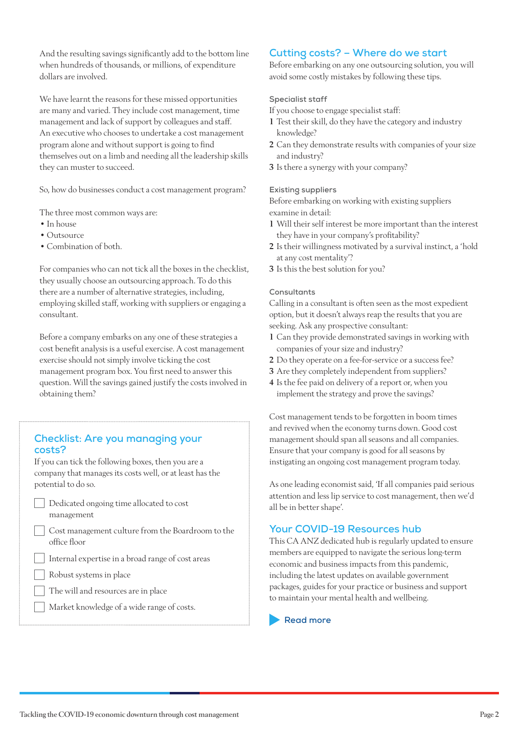And the resulting savings significantly add to the bottom line when hundreds of thousands, or millions, of expenditure dollars are involved.

We have learnt the reasons for these missed opportunities are many and varied. They include cost management, time management and lack of support by colleagues and staff. An executive who chooses to undertake a cost management program alone and without support is going to find themselves out on a limb and needing all the leadership skills they can muster to succeed.

So, how do businesses conduct a cost management program?

The three most common ways are:

- In house
- Outsource
- Combination of both.

For companies who can not tick all the boxes in the checklist, they usually choose an outsourcing approach. To do this there are a number of alternative strategies, including, employing skilled staff, working with suppliers or engaging a consultant.

Before a company embarks on any one of these strategies a cost benefit analysis is a useful exercise. A cost management exercise should not simply involve ticking the cost management program box. You first need to answer this question. Will the savings gained justify the costs involved in obtaining them?

## Checklist: Are you managing your costs?

If you can tick the following boxes, then you are a company that manages its costs well, or at least has the potential to do so.

- [ ] Dedicated ongoing time allocated to cost management
- [ ] Cost management culture from the Boardroom to the office floor
- [ ] Internal expertise in a broad range of cost areas
- [ ] Robust systems in place
- [ ] The will and resources are in place
- [ ] Market knowledge of a wide range of costs.

## Cutting costs? – Where do we start

Before embarking on any one outsourcing solution, you will avoid some costly mistakes by following these tips.

### Specialist staff

If you choose to engage specialist staff:

1. Test their skill, do they have the category and industry knowledge?
2. Can they demonstrate results with companies of your size and industry?
3. Is there a synergy with your company?

### Existing suppliers

Before embarking on working with existing suppliers examine in detail:

1. Will their self interest be more important than the interest they have in your company's profitability?
2. Is their willingness motivated by a survival instinct, a 'hold at any cost mentality'?
3. Is this the best solution for you?

### Consultants

Calling in a consultant is often seen as the most expedient option, but it doesn't always reap the results that you are seeking. Ask any prospective consultant:

1. Can they provide demonstrated savings in working with companies of your size and industry?
2. Do they operate on a fee-for-service or a success fee?
3. Are they completely independent from suppliers?
4. Is the fee paid on delivery of a report or, when you implement the strategy and prove the savings?

Cost management tends to be forgotten in boom times and revived when the economy turns down. Good cost management should span all seasons and all companies. Ensure that your company is good for all seasons by instigating an ongoing cost management program today.

As one leading economist said, 'If all companies paid serious attention and less lip service to cost management, then we'd all be in better shape'.

## Your COVID-19 Resources hub

This CA ANZ dedicated hub is regularly updated to ensure members are equipped to navigate the serious long-term economic and business impacts from this pandemic, including the latest updates on available government packages, guides for your practice or business and support to maintain your mental health and wellbeing.

Read more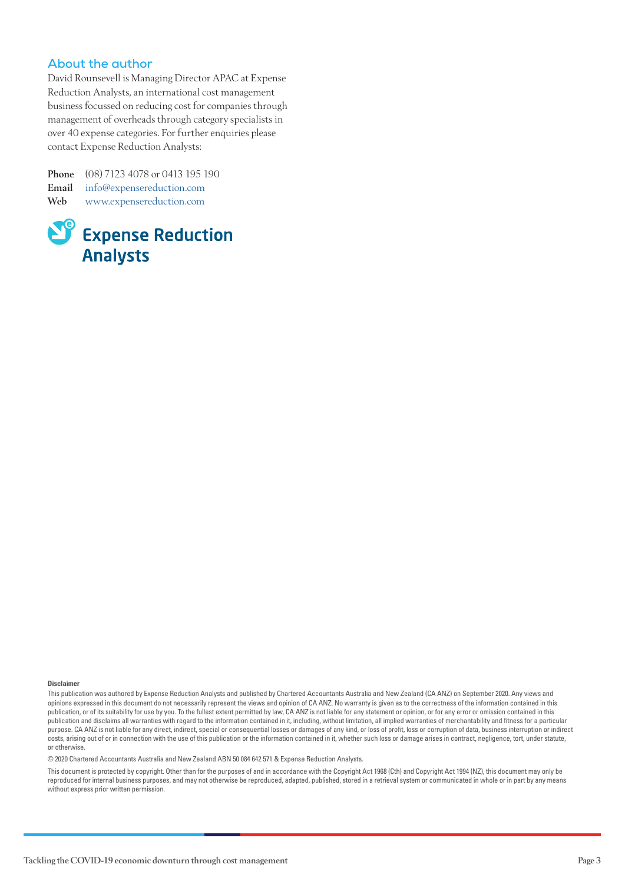## About the author

David Rounsevell is Managing Director APAC at Expense Reduction Analysts, an international cost management business focussed on reducing cost for companies through management of overheads through category specialists in over 40 expense categories. For further enquiries please contact Expense Reduction Analysts:

**Phone** (08) 7123 4078 or 0413 195 190
**Email** info@expensereduction.com
**Web** www.expensereduction.com

Expense Reduction Analysts

**Disclaimer**

This publication was authored by Expense Reduction Analysts and published by Chartered Accountants Australia and New Zealand (CA ANZ) on September 2020. Any views and opinions expressed in this document do not necessarily represent the views and opinion of CA ANZ. No warranty is given as to the correctness of the information contained in this publication, or of its suitability for use by you. To the fullest extent permitted by law, CA ANZ is not liable for any statement or opinion, or for any error or omission contained in this publication and disclaims all warranties with regard to the information contained in it, including, without limitation, all implied warranties of merchantability and fitness for a particular purpose. CA ANZ is not liable for any direct, indirect, special or consequential losses or damages of any kind, or loss of profit, loss or corruption of data, business interruption or indirect costs, arising out of or in connection with the use of this publication or the information contained in it, whether such loss or damage arises in contract, negligence, tort, under statute, or otherwise.

© 2020 Chartered Accountants Australia and New Zealand ABN 50 084 642 571 & Expense Reduction Analysts.

This document is protected by copyright. Other than for the purposes of and in accordance with the Copyright Act 1968 (Cth) and Copyright Act 1994 (NZ), this document may only be reproduced for internal business purposes, and may not otherwise be reproduced, adapted, published, stored in a retrieval system or communicated in whole or in part by any means without express prior written permission.